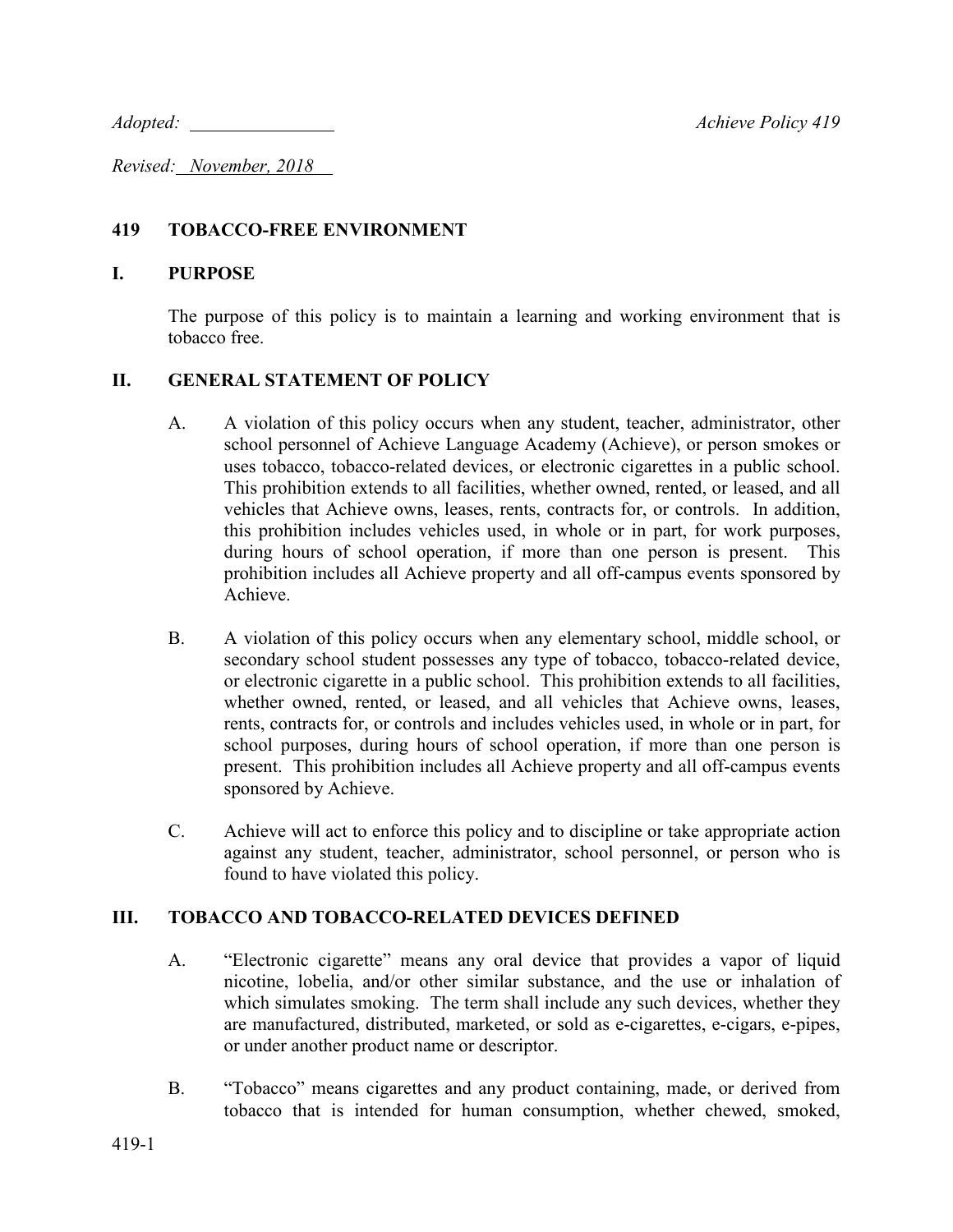*Adopted:* \_\_\_\_\_\_\_\_\_\_\_\_\_\_\_\_ *Achieve Policy 419*

*Revised: November, 2018*

## 419 TOBACCO-FREE ENVIRONMENT

### I. PURPOSE

The purpose of this policy is to maintain a learning and working environment that is tobacco free.

### II. GENERAL STATEMENT OF POLICY

A. A violation of this policy occurs when any student, teacher, administrator, other school personnel of Achieve Language Academy (Achieve), or person smokes or uses tobacco, tobacco-related devices, or electronic cigarettes in a public school. This prohibition extends to all facilities, whether owned, rented, or leased, and all vehicles that Achieve owns, leases, rents, contracts for, or controls. In addition, this prohibition includes vehicles used, in whole or in part, for work purposes, during hours of school operation, if more than one person is present. This prohibition includes all Achieve property and all off-campus events sponsored by Achieve.

B. A violation of this policy occurs when any elementary school, middle school, or secondary school student possesses any type of tobacco, tobacco-related device, or electronic cigarette in a public school. This prohibition extends to all facilities, whether owned, rented, or leased, and all vehicles that Achieve owns, leases, rents, contracts for, or controls and includes vehicles used, in whole or in part, for school purposes, during hours of school operation, if more than one person is present. This prohibition includes all Achieve property and all off-campus events sponsored by Achieve.

C. Achieve will act to enforce this policy and to discipline or take appropriate action against any student, teacher, administrator, school personnel, or person who is found to have violated this policy.

### III. TOBACCO AND TOBACCO-RELATED DEVICES DEFINED

A. "Electronic cigarette" means any oral device that provides a vapor of liquid nicotine, lobelia, and/or other similar substance, and the use or inhalation of which simulates smoking. The term shall include any such devices, whether they are manufactured, distributed, marketed, or sold as e-cigarettes, e-cigars, e-pipes, or under another product name or descriptor.

B. "Tobacco" means cigarettes and any product containing, made, or derived from tobacco that is intended for human consumption, whether chewed, smoked,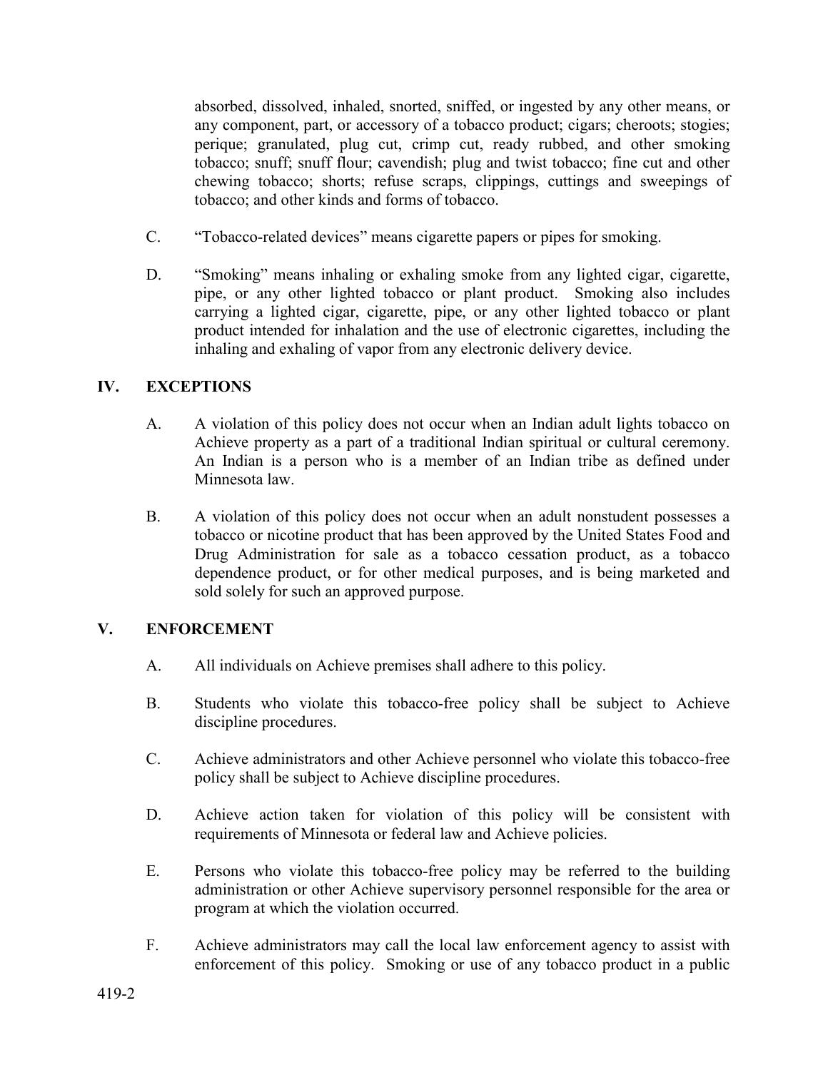absorbed, dissolved, inhaled, snorted, sniffed, or ingested by any other means, or any component, part, or accessory of a tobacco product; cigars; cheroots; stogies; perique; granulated, plug cut, crimp cut, ready rubbed, and other smoking tobacco; snuff; snuff flour; cavendish; plug and twist tobacco; fine cut and other chewing tobacco; shorts; refuse scraps, clippings, cuttings and sweepings of tobacco; and other kinds and forms of tobacco.

C. "Tobacco-related devices" means cigarette papers or pipes for smoking.

D. "Smoking" means inhaling or exhaling smoke from any lighted cigar, cigarette, pipe, or any other lighted tobacco or plant product. Smoking also includes carrying a lighted cigar, cigarette, pipe, or any other lighted tobacco or plant product intended for inhalation and the use of electronic cigarettes, including the inhaling and exhaling of vapor from any electronic delivery device.

## IV. EXCEPTIONS

A. A violation of this policy does not occur when an Indian adult lights tobacco on Achieve property as a part of a traditional Indian spiritual or cultural ceremony. An Indian is a person who is a member of an Indian tribe as defined under Minnesota law.

B. A violation of this policy does not occur when an adult nonstudent possesses a tobacco or nicotine product that has been approved by the United States Food and Drug Administration for sale as a tobacco cessation product, as a tobacco dependence product, or for other medical purposes, and is being marketed and sold solely for such an approved purpose.

## V. ENFORCEMENT

A. All individuals on Achieve premises shall adhere to this policy.

B. Students who violate this tobacco-free policy shall be subject to Achieve discipline procedures.

C. Achieve administrators and other Achieve personnel who violate this tobacco-free policy shall be subject to Achieve discipline procedures.

D. Achieve action taken for violation of this policy will be consistent with requirements of Minnesota or federal law and Achieve policies.

E. Persons who violate this tobacco-free policy may be referred to the building administration or other Achieve supervisory personnel responsible for the area or program at which the violation occurred.

F. Achieve administrators may call the local law enforcement agency to assist with enforcement of this policy. Smoking or use of any tobacco product in a public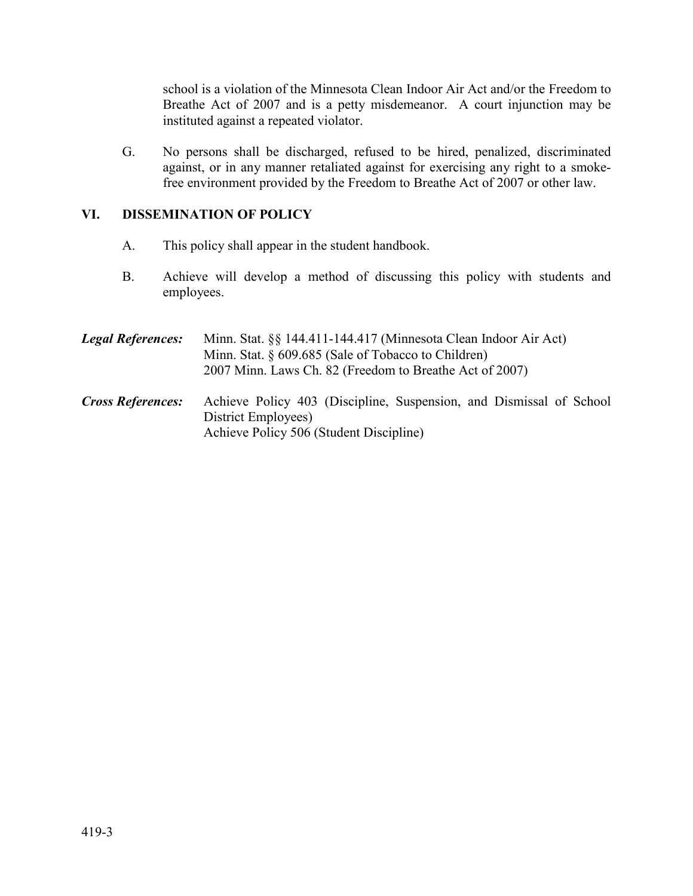school is a violation of the Minnesota Clean Indoor Air Act and/or the Freedom to Breathe Act of 2007 and is a petty misdemeanor. A court injunction may be instituted against a repeated violator.

G. No persons shall be discharged, refused to be hired, penalized, discriminated against, or in any manner retaliated against for exercising any right to a smoke-free environment provided by the Freedom to Breathe Act of 2007 or other law.

## VI. DISSEMINATION OF POLICY

A. This policy shall appear in the student handbook.

B. Achieve will develop a method of discussing this policy with students and employees.

***Legal References:*** Minn. Stat. §§ 144.411-144.417 (Minnesota Clean Indoor Air Act)
Minn. Stat. § 609.685 (Sale of Tobacco to Children)
2007 Minn. Laws Ch. 82 (Freedom to Breathe Act of 2007)

***Cross References:*** Achieve Policy 403 (Discipline, Suspension, and Dismissal of School District Employees)
Achieve Policy 506 (Student Discipline)